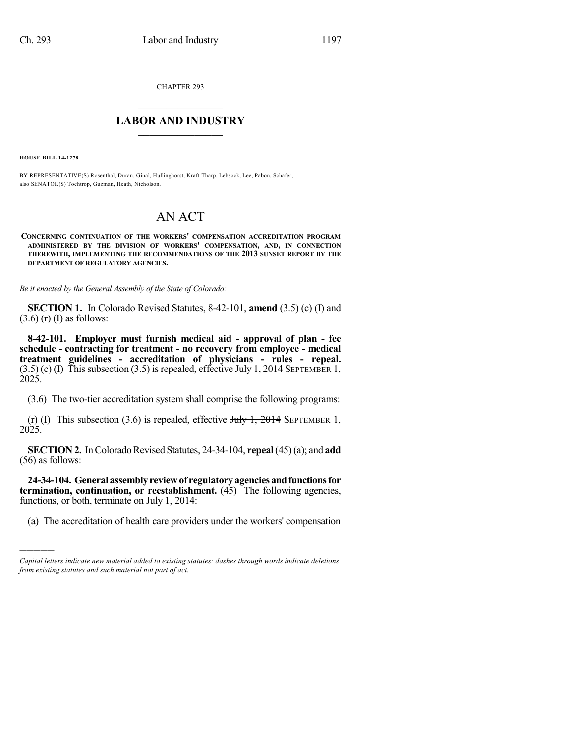CHAPTER 293

# LABOR AND INDUSTRY

**HOUSE BILL 14-1278**

BY REPRESENTATIVE(S) Rosenthal, Duran, Ginal, Hullinghorst, Kraft-Tharp, Lebsock, Lee, Pabon, Schafer; also SENATOR(S) Tochtrop, Guzman, Heath, Nicholson.

# AN ACT

**CONCERNING CONTINUATION OF THE WORKERS' COMPENSATION ACCREDITATION PROGRAM ADMINISTERED BY THE DIVISION OF WORKERS' COMPENSATION, AND, IN CONNECTION THEREWITH, IMPLEMENTING THE RECOMMENDATIONS OF THE 2013 SUNSET REPORT BY THE DEPARTMENT OF REGULATORY AGENCIES.**

*Be it enacted by the General Assembly of the State of Colorado:*

**SECTION 1.** In Colorado Revised Statutes, 8-42-101, **amend** (3.5) (c) (I) and (3.6) (r) (I) as follows:

**8-42-101. Employer must furnish medical aid - approval of plan - fee schedule - contracting for treatment - no recovery from employee - medical treatment guidelines - accreditation of physicians - rules - repeal.** (3.5) (c) (I) This subsection (3.5) is repealed, effective ~~July 1, 2014~~ SEPTEMBER 1, 2025.

(3.6) The two-tier accreditation system shall comprise the following programs:

(r) (I) This subsection (3.6) is repealed, effective ~~July 1, 2014~~ SEPTEMBER 1, 2025.

**SECTION 2.** In Colorado Revised Statutes, 24-34-104, **repeal** (45) (a); and **add** (56) as follows:

**24-34-104. General assembly review of regulatory agencies and functions for termination, continuation, or reestablishment.** (45) The following agencies, functions, or both, terminate on July 1, 2014:

(a) ~~The accreditation of health care providers under the workers' compensation~~

---

*Capital letters indicate new material added to existing statutes; dashes through words indicate deletions from existing statutes and such material not part of act.*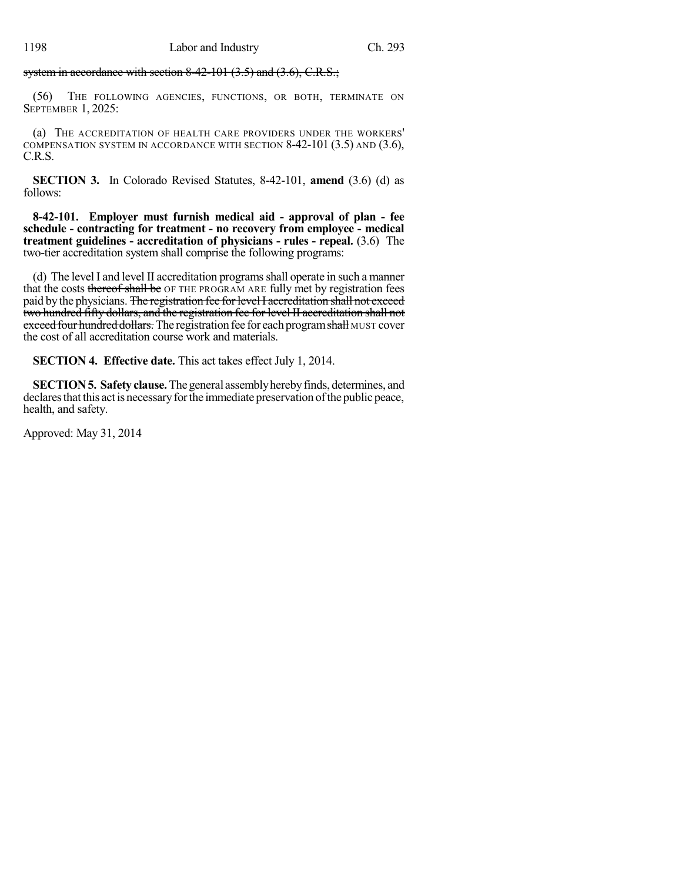~~system in accordance with section 8-42-101 (3.5) and (3.6), C.R.S.;~~

(56) THE FOLLOWING AGENCIES, FUNCTIONS, OR BOTH, TERMINATE ON SEPTEMBER 1, 2025:

(a) THE ACCREDITATION OF HEALTH CARE PROVIDERS UNDER THE WORKERS' COMPENSATION SYSTEM IN ACCORDANCE WITH SECTION 8-42-101 (3.5) AND (3.6), C.R.S.

**SECTION 3.** In Colorado Revised Statutes, 8-42-101, **amend** (3.6) (d) as follows:

**8-42-101. Employer must furnish medical aid - approval of plan - fee schedule - contracting for treatment - no recovery from employee - medical treatment guidelines - accreditation of physicians - rules - repeal.** (3.6) The two-tier accreditation system shall comprise the following programs:

(d) The level I and level II accreditation programs shall operate in such a manner that the costs ~~thereof shall be~~ OF THE PROGRAM ARE fully met by registration fees paid by the physicians. ~~The registration fee for level I accreditation shall not exceed two hundred fifty dollars, and the registration fee for level II accreditation shall not exceed four hundred dollars.~~ The registration fee for each program ~~shall~~ MUST cover the cost of all accreditation course work and materials.

**SECTION 4. Effective date.** This act takes effect July 1, 2014.

**SECTION 5. Safety clause.** The general assembly hereby finds, determines, and declares that this act is necessary for the immediate preservation of the public peace, health, and safety.

Approved: May 31, 2014